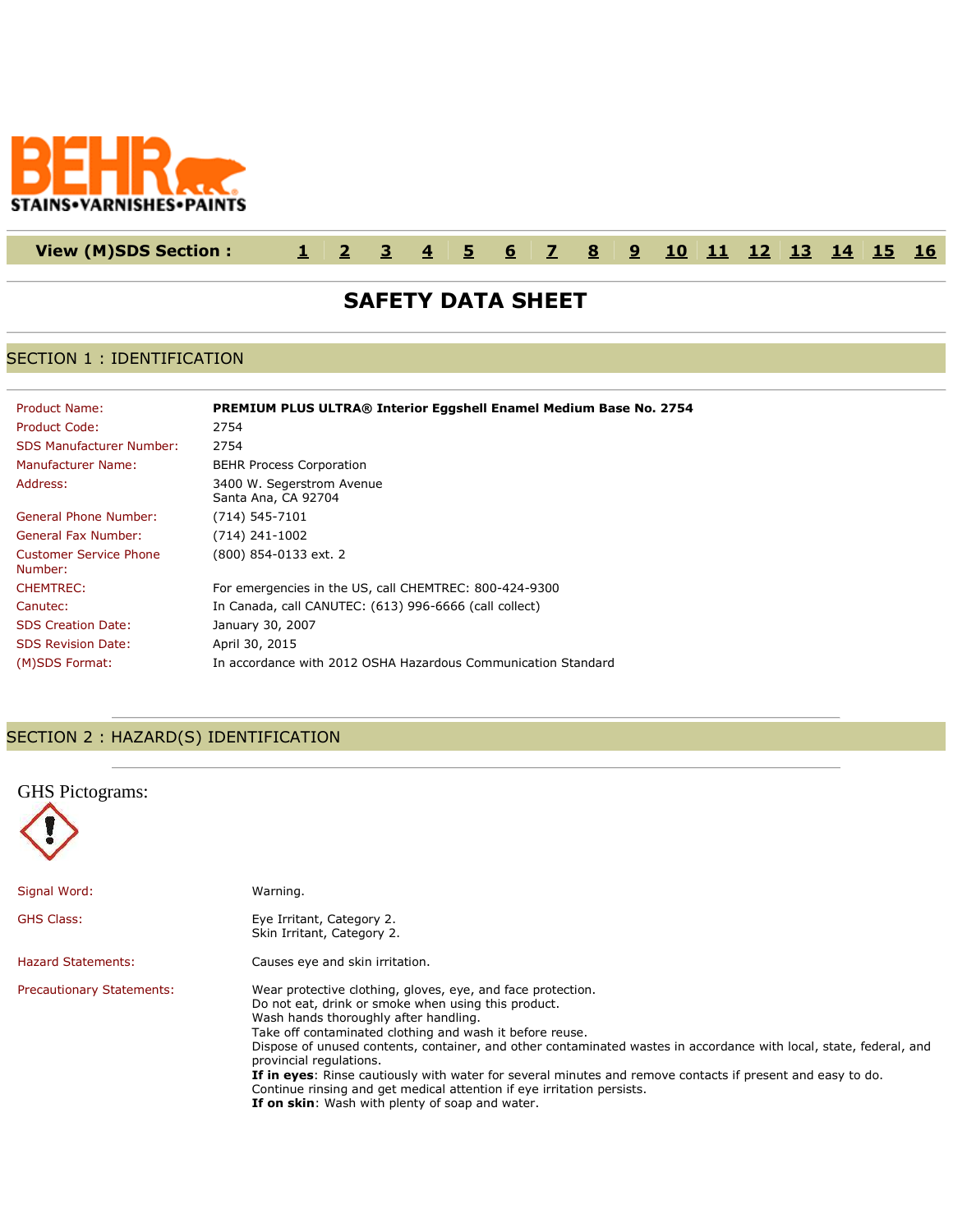BEHR STAINS•VARNISHES•PAINTS

**View (M)SDS Section :** 1 2 3 4 5 6 7 8 9 10 11 12 13 14 15 16

# SAFETY DATA SHEET

## SECTION 1 : IDENTIFICATION

| | |
|---|---|
| Product Name: | **PREMIUM PLUS ULTRA® Interior Eggshell Enamel Medium Base No. 2754** |
| Product Code: | 2754 |
| SDS Manufacturer Number: | 2754 |
| Manufacturer Name: | BEHR Process Corporation |
| Address: | 3400 W. Segerstrom Avenue<br>Santa Ana, CA 92704 |
| General Phone Number: | (714) 545-7101 |
| General Fax Number: | (714) 241-1002 |
| Customer Service Phone Number: | (800) 854-0133 ext. 2 |
| CHEMTREC: | For emergencies in the US, call CHEMTREC: 800-424-9300 |
| Canutec: | In Canada, call CANUTEC: (613) 996-6666 (call collect) |
| SDS Creation Date: | January 30, 2007 |
| SDS Revision Date: | April 30, 2015 |
| (M)SDS Format: | In accordance with 2012 OSHA Hazardous Communication Standard |

## SECTION 2 : HAZARD(S) IDENTIFICATION

GHS Pictograms:

| | |
|---|---|
| Signal Word: | Warning. |
| GHS Class: | Eye Irritant, Category 2.<br>Skin Irritant, Category 2. |
| Hazard Statements: | Causes eye and skin irritation. |
| Precautionary Statements: | Wear protective clothing, gloves, eye, and face protection.<br>Do not eat, drink or smoke when using this product.<br>Wash hands thoroughly after handling.<br>Take off contaminated clothing and wash it before reuse.<br>Dispose of unused contents, container, and other contaminated wastes in accordance with local, state, federal, and provincial regulations.<br>**If in eyes**: Rinse cautiously with water for several minutes and remove contacts if present and easy to do. Continue rinsing and get medical attention if eye irritation persists.<br>**If on skin**: Wash with plenty of soap and water. |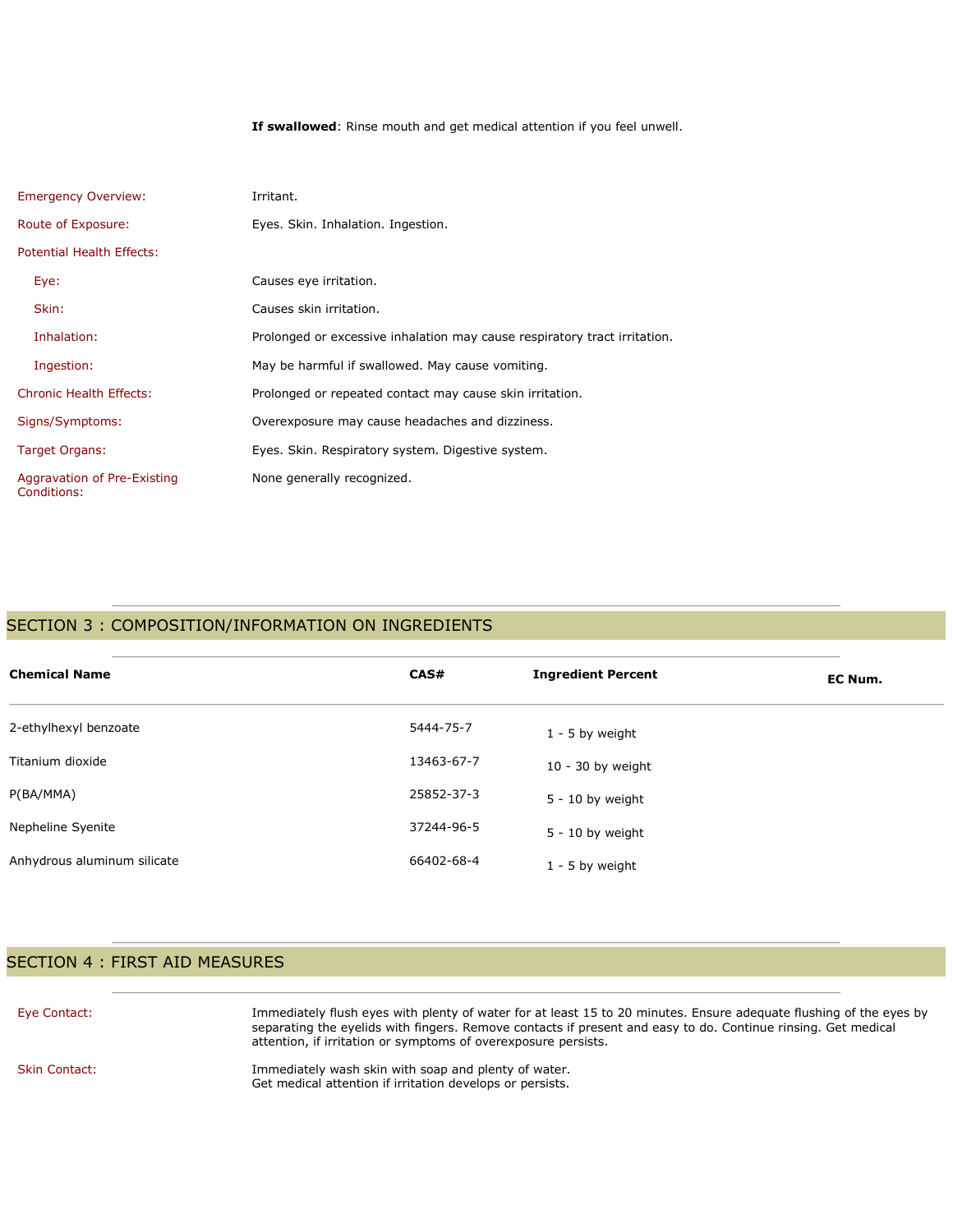**If swallowed**: Rinse mouth and get medical attention if you feel unwell.

| | |
|---|---|
| Emergency Overview: | Irritant. |
| Route of Exposure: | Eyes. Skin. Inhalation. Ingestion. |
| Potential Health Effects: | |
| Eye: | Causes eye irritation. |
| Skin: | Causes skin irritation. |
| Inhalation: | Prolonged or excessive inhalation may cause respiratory tract irritation. |
| Ingestion: | May be harmful if swallowed. May cause vomiting. |
| Chronic Health Effects: | Prolonged or repeated contact may cause skin irritation. |
| Signs/Symptoms: | Overexposure may cause headaches and dizziness. |
| Target Organs: | Eyes. Skin. Respiratory system. Digestive system. |
| Aggravation of Pre-Existing Conditions: | None generally recognized. |

## SECTION 3 : COMPOSITION/INFORMATION ON INGREDIENTS

| Chemical Name | CAS# | Ingredient Percent | EC Num. |
|---|---|---|---|
| 2-ethylhexyl benzoate | 5444-75-7 | 1 - 5 by weight | |
| Titanium dioxide | 13463-67-7 | 10 - 30 by weight | |
| P(BA/MMA) | 25852-37-3 | 5 - 10 by weight | |
| Nepheline Syenite | 37244-96-5 | 5 - 10 by weight | |
| Anhydrous aluminum silicate | 66402-68-4 | 1 - 5 by weight | |

## SECTION 4 : FIRST AID MEASURES

| | |
|---|---|
| Eye Contact: | Immediately flush eyes with plenty of water for at least 15 to 20 minutes. Ensure adequate flushing of the eyes by separating the eyelids with fingers. Remove contacts if present and easy to do. Continue rinsing. Get medical attention, if irritation or symptoms of overexposure persists. |
| Skin Contact: | Immediately wash skin with soap and plenty of water.<br>Get medical attention if irritation develops or persists. |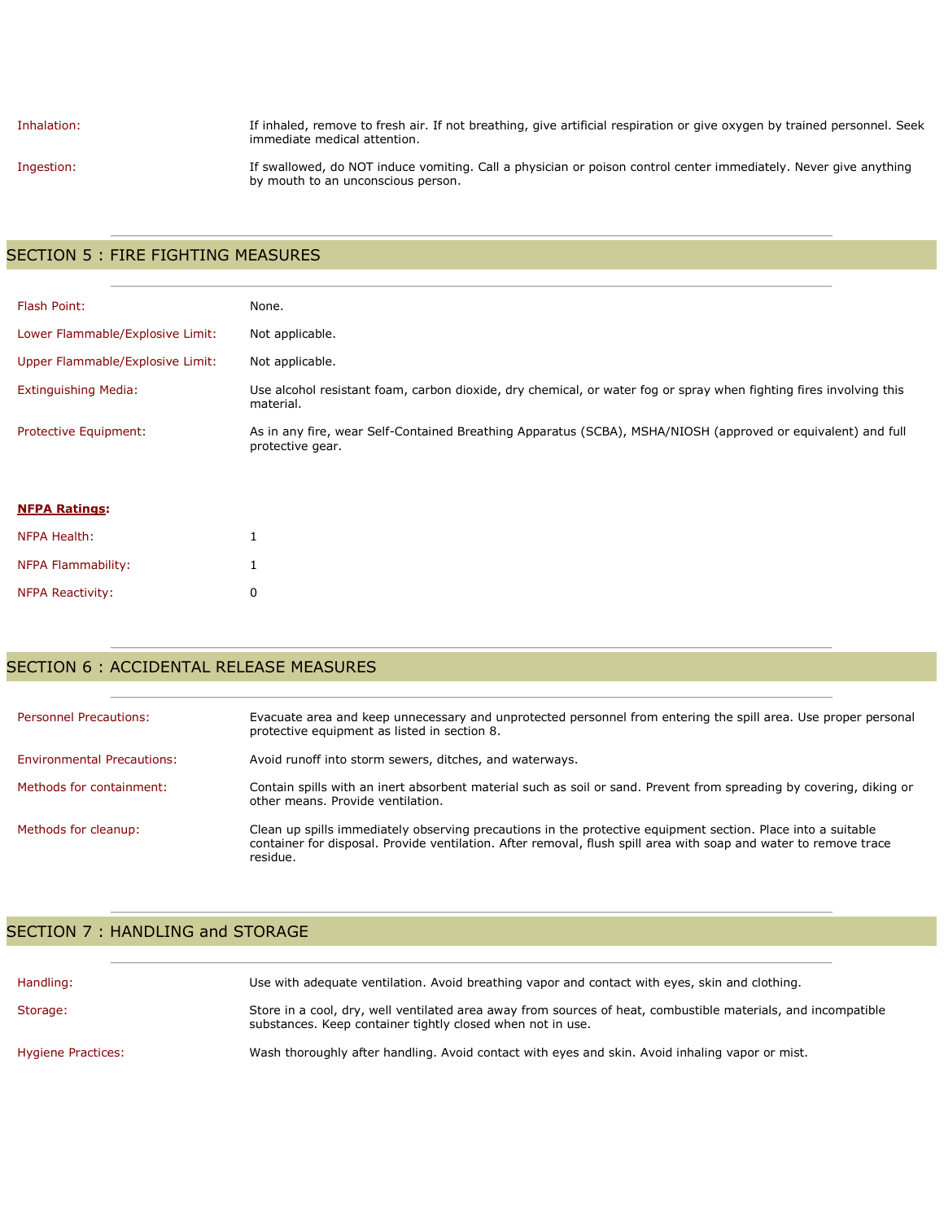| | |
|---|---|
| Inhalation: | If inhaled, remove to fresh air. If not breathing, give artificial respiration or give oxygen by trained personnel. Seek immediate medical attention. |
| Ingestion: | If swallowed, do NOT induce vomiting. Call a physician or poison control center immediately. Never give anything by mouth to an unconscious person. |

## SECTION 5 : FIRE FIGHTING MEASURES

| | |
|---|---|
| Flash Point: | None. |
| Lower Flammable/Explosive Limit: | Not applicable. |
| Upper Flammable/Explosive Limit: | Not applicable. |
| Extinguishing Media: | Use alcohol resistant foam, carbon dioxide, dry chemical, or water fog or spray when fighting fires involving this material. |
| Protective Equipment: | As in any fire, wear Self-Contained Breathing Apparatus (SCBA), MSHA/NIOSH (approved or equivalent) and full protective gear. |

**NFPA Ratings:**

| | |
|---|---|
| NFPA Health: | 1 |
| NFPA Flammability: | 1 |
| NFPA Reactivity: | 0 |

## SECTION 6 : ACCIDENTAL RELEASE MEASURES

| | |
|---|---|
| Personnel Precautions: | Evacuate area and keep unnecessary and unprotected personnel from entering the spill area. Use proper personal protective equipment as listed in section 8. |
| Environmental Precautions: | Avoid runoff into storm sewers, ditches, and waterways. |
| Methods for containment: | Contain spills with an inert absorbent material such as soil or sand. Prevent from spreading by covering, diking or other means. Provide ventilation. |
| Methods for cleanup: | Clean up spills immediately observing precautions in the protective equipment section. Place into a suitable container for disposal. Provide ventilation. After removal, flush spill area with soap and water to remove trace residue. |

## SECTION 7 : HANDLING and STORAGE

| | |
|---|---|
| Handling: | Use with adequate ventilation. Avoid breathing vapor and contact with eyes, skin and clothing. |
| Storage: | Store in a cool, dry, well ventilated area away from sources of heat, combustible materials, and incompatible substances. Keep container tightly closed when not in use. |
| Hygiene Practices: | Wash thoroughly after handling. Avoid contact with eyes and skin. Avoid inhaling vapor or mist. |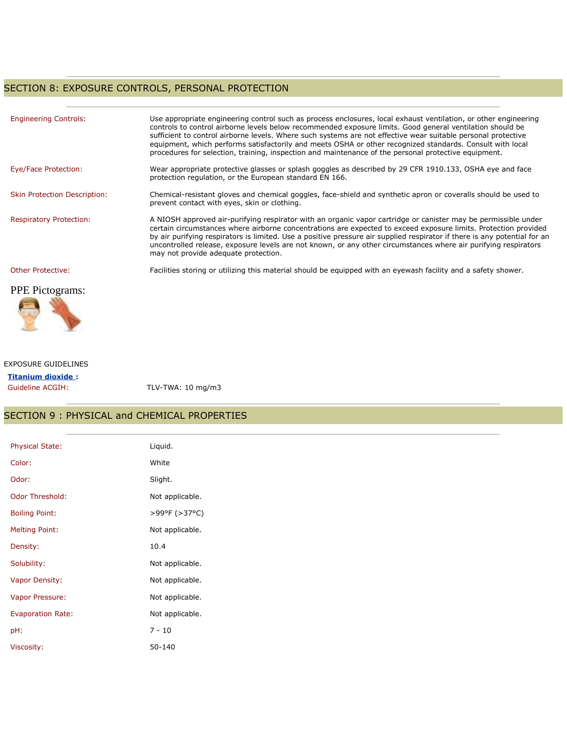## SECTION 8: EXPOSURE CONTROLS, PERSONAL PROTECTION

| | |
|---|---|
| Engineering Controls: | Use appropriate engineering control such as process enclosures, local exhaust ventilation, or other engineering controls to control airborne levels below recommended exposure limits. Good general ventilation should be sufficient to control airborne levels. Where such systems are not effective wear suitable personal protective equipment, which performs satisfactorily and meets OSHA or other recognized standards. Consult with local procedures for selection, training, inspection and maintenance of the personal protective equipment. |
| Eye/Face Protection: | Wear appropriate protective glasses or splash goggles as described by 29 CFR 1910.133, OSHA eye and face protection regulation, or the European standard EN 166. |
| Skin Protection Description: | Chemical-resistant gloves and chemical goggles, face-shield and synthetic apron or coveralls should be used to prevent contact with eyes, skin or clothing. |
| Respiratory Protection: | A NIOSH approved air-purifying respirator with an organic vapor cartridge or canister may be permissible under certain circumstances where airborne concentrations are expected to exceed exposure limits. Protection provided by air purifying respirators is limited. Use a positive pressure air supplied respirator if there is any potential for an uncontrolled release, exposure levels are not known, or any other circumstances where air purifying respirators may not provide adequate protection. |
| Other Protective: | Facilities storing or utilizing this material should be equipped with an eyewash facility and a safety shower. |

### PPE Pictograms:

EXPOSURE GUIDELINES

**Titanium dioxide :**

| | |
|---|---|
| Guideline ACGIH: | TLV-TWA: 10 mg/m3 |

## SECTION 9 : PHYSICAL and CHEMICAL PROPERTIES

| | |
|---|---|
| Physical State: | Liquid. |
| Color: | White |
| Odor: | Slight. |
| Odor Threshold: | Not applicable. |
| Boiling Point: | >99°F (>37°C) |
| Melting Point: | Not applicable. |
| Density: | 10.4 |
| Solubility: | Not applicable. |
| Vapor Density: | Not applicable. |
| Vapor Pressure: | Not applicable. |
| Evaporation Rate: | Not applicable. |
| pH: | 7 - 10 |
| Viscosity: | 50-140 |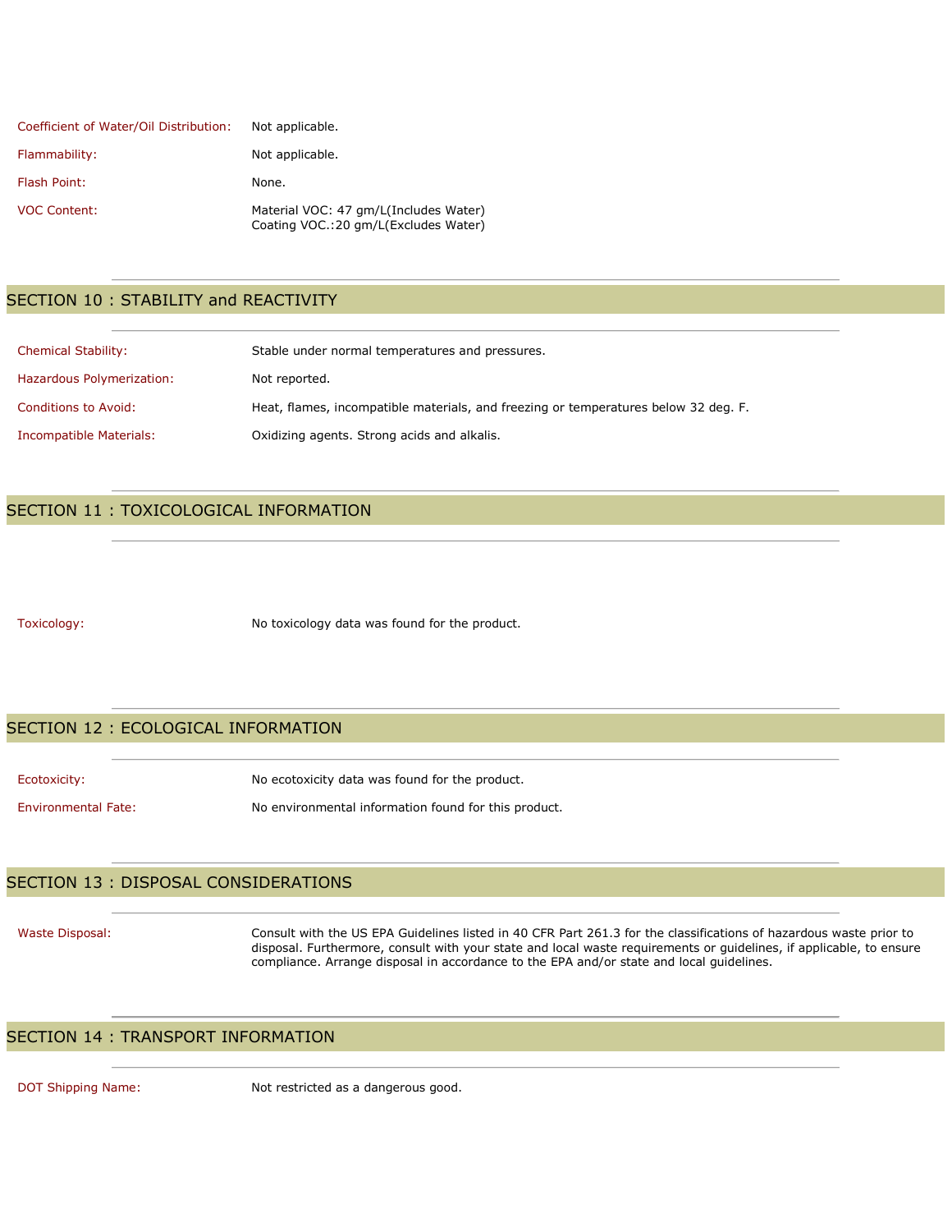| | |
|---|---|
| Coefficient of Water/Oil Distribution: | Not applicable. |
| Flammability: | Not applicable. |
| Flash Point: | None. |
| VOC Content: | Material VOC: 47 gm/L(Includes Water)<br>Coating VOC.:20 gm/L(Excludes Water) |

## SECTION 10 : STABILITY and REACTIVITY

| | |
|---|---|
| Chemical Stability: | Stable under normal temperatures and pressures. |
| Hazardous Polymerization: | Not reported. |
| Conditions to Avoid: | Heat, flames, incompatible materials, and freezing or temperatures below 32 deg. F. |
| Incompatible Materials: | Oxidizing agents. Strong acids and alkalis. |

## SECTION 11 : TOXICOLOGICAL INFORMATION

| | |
|---|---|
| Toxicology: | No toxicology data was found for the product. |

## SECTION 12 : ECOLOGICAL INFORMATION

| | |
|---|---|
| Ecotoxicity: | No ecotoxicity data was found for the product. |
| Environmental Fate: | No environmental information found for this product. |

## SECTION 13 : DISPOSAL CONSIDERATIONS

| | |
|---|---|
| Waste Disposal: | Consult with the US EPA Guidelines listed in 40 CFR Part 261.3 for the classifications of hazardous waste prior to disposal. Furthermore, consult with your state and local waste requirements or guidelines, if applicable, to ensure compliance. Arrange disposal in accordance to the EPA and/or state and local guidelines. |

## SECTION 14 : TRANSPORT INFORMATION

| | |
|---|---|
| DOT Shipping Name: | Not restricted as a dangerous good. |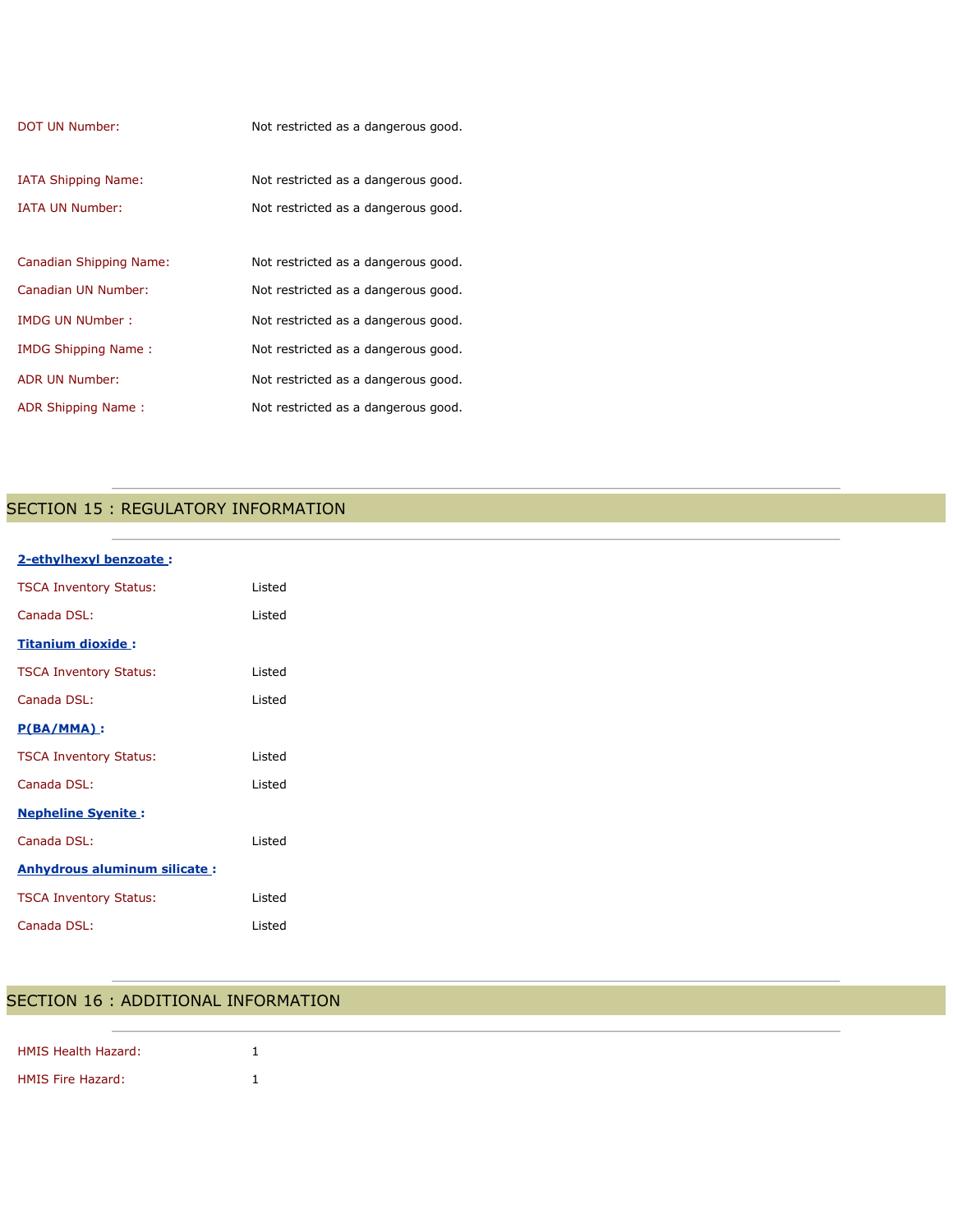DOT UN Number: Not restricted as a dangerous good.

IATA Shipping Name: Not restricted as a dangerous good.

IATA UN Number: Not restricted as a dangerous good.

Canadian Shipping Name: Not restricted as a dangerous good.

Canadian UN Number: Not restricted as a dangerous good.

IMDG UN NUmber : Not restricted as a dangerous good.

IMDG Shipping Name : Not restricted as a dangerous good.

ADR UN Number: Not restricted as a dangerous good.

ADR Shipping Name : Not restricted as a dangerous good.

## SECTION 15 : REGULATORY INFORMATION

**2-ethylhexyl benzoate :**

TSCA Inventory Status: Listed

Canada DSL: Listed

**Titanium dioxide :**

TSCA Inventory Status: Listed

Canada DSL: Listed

**P(BA/MMA) :**

TSCA Inventory Status: Listed

Canada DSL: Listed

**Nepheline Syenite :**

Canada DSL: Listed

**Anhydrous aluminum silicate :**

TSCA Inventory Status: Listed

Canada DSL: Listed

## SECTION 16 : ADDITIONAL INFORMATION

HMIS Health Hazard: 1

HMIS Fire Hazard: 1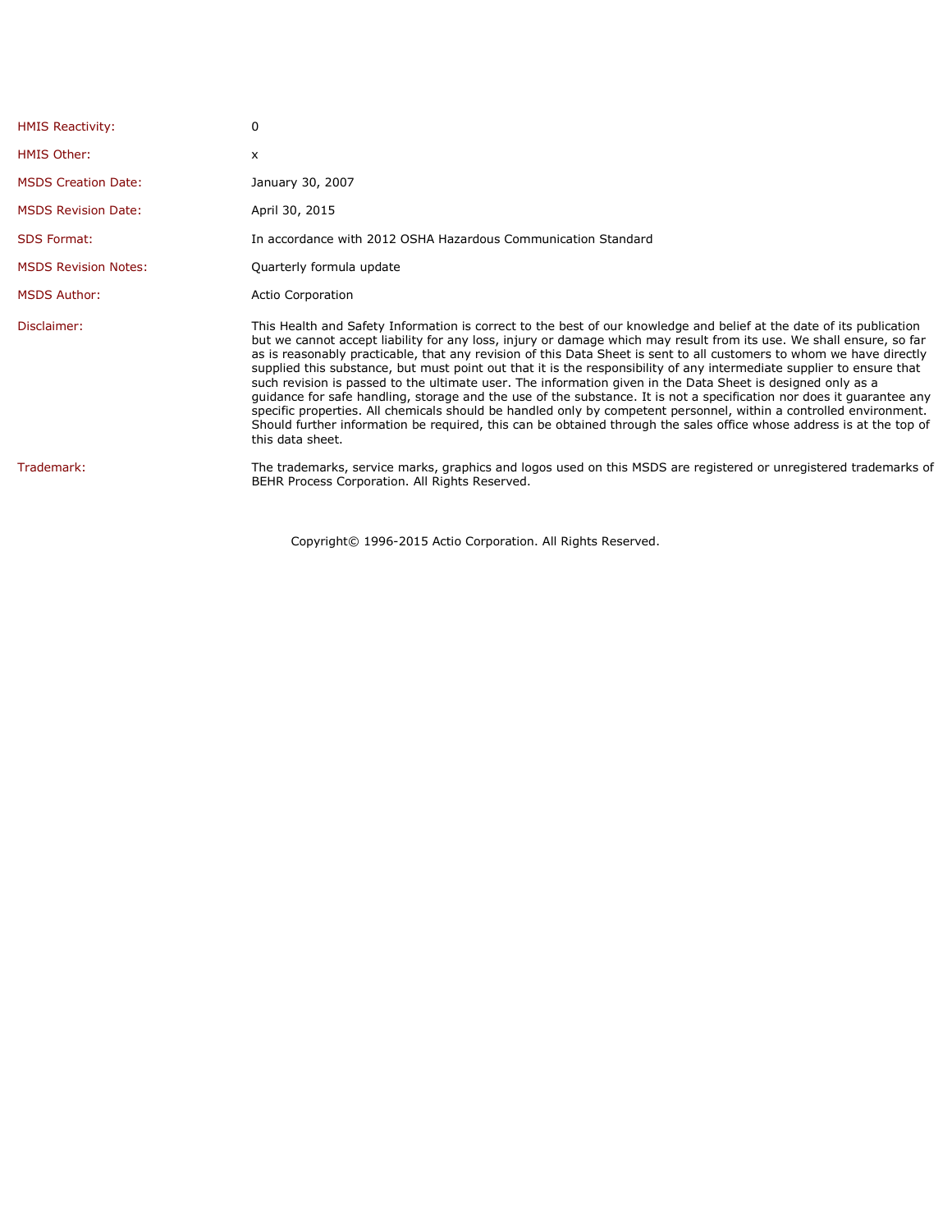| | |
|---|---|
| HMIS Reactivity: | 0 |
| HMIS Other: | x |
| MSDS Creation Date: | January 30, 2007 |
| MSDS Revision Date: | April 30, 2015 |
| SDS Format: | In accordance with 2012 OSHA Hazardous Communication Standard |
| MSDS Revision Notes: | Quarterly formula update |
| MSDS Author: | Actio Corporation |
| Disclaimer: | This Health and Safety Information is correct to the best of our knowledge and belief at the date of its publication but we cannot accept liability for any loss, injury or damage which may result from its use. We shall ensure, so far as is reasonably practicable, that any revision of this Data Sheet is sent to all customers to whom we have directly supplied this substance, but must point out that it is the responsibility of any intermediate supplier to ensure that such revision is passed to the ultimate user. The information given in the Data Sheet is designed only as a guidance for safe handling, storage and the use of the substance. It is not a specification nor does it guarantee any specific properties. All chemicals should be handled only by competent personnel, within a controlled environment. Should further information be required, this can be obtained through the sales office whose address is at the top of this data sheet. |
| Trademark: | The trademarks, service marks, graphics and logos used on this MSDS are registered or unregistered trademarks of BEHR Process Corporation. All Rights Reserved. |

Copyright© 1996-2015 Actio Corporation. All Rights Reserved.